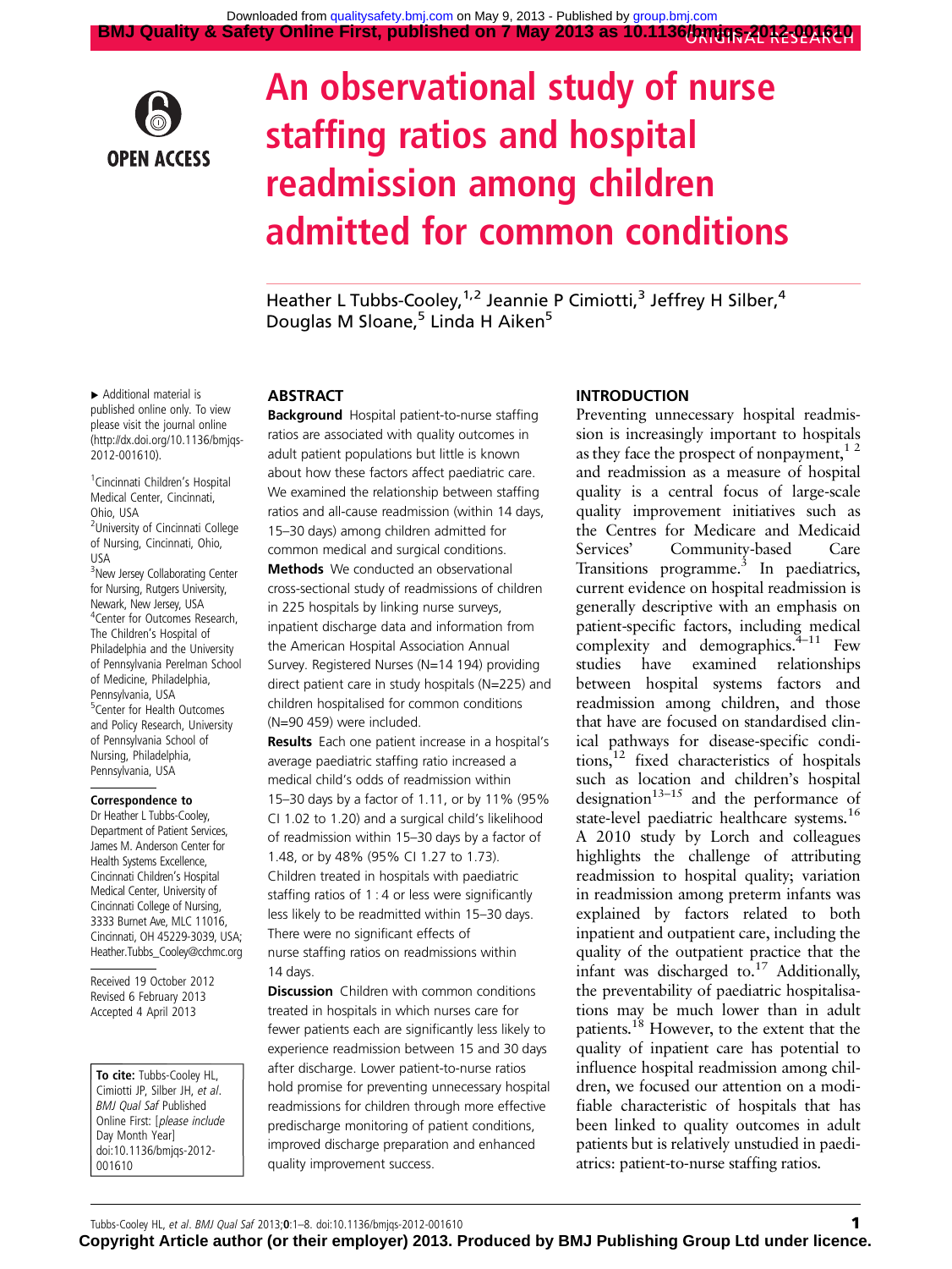# An observational study of nurse staffing ratios and hospital readmission among children admitted for common conditions

Heather L Tubbs-Cooley,[1,2] Jeannie P Cimiotti,[3] Jeffrey H Silber,[4] Douglas M Sloane,[5] Linda H Aiken[5]

▸ Additional material is published online only. To view please visit the journal online (http://dx.doi.org/10.1136/bmjqs-2012-001610).

[1]Cincinnati Children's Hospital Medical Center, Cincinnati, Ohio, USA
[2]University of Cincinnati College of Nursing, Cincinnati, Ohio, USA
[3]New Jersey Collaborating Center for Nursing, Rutgers University, Newark, New Jersey, USA
[4]Center for Outcomes Research, The Children's Hospital of Philadelphia and the University of Pennsylvania Perelman School of Medicine, Philadelphia, Pennsylvania, USA
[5]Center for Health Outcomes and Policy Research, University of Pennsylvania School of Nursing, Philadelphia, Pennsylvania, USA

**Correspondence to**
Dr Heather L Tubbs-Cooley, Department of Patient Services, James M. Anderson Center for Health Systems Excellence, Cincinnati Children's Hospital Medical Center, University of Cincinnati College of Nursing, 3333 Burnet Ave, MLC 11016, Cincinnati, OH 45229-3039, USA; Heather.Tubbs_Cooley@cchmc.org

Received 19 October 2012
Revised 6 February 2013
Accepted 4 April 2013

**To cite:** Tubbs-Cooley HL, Cimiotti JP, Silber JH, *et al*. *BMJ Qual Saf* Published Online First: [*please include* Day Month Year] doi:10.1136/bmjqs-2012-001610

## ABSTRACT

**Background** Hospital patient-to-nurse staffing ratios are associated with quality outcomes in adult patient populations but little is known about how these factors affect paediatric care. We examined the relationship between staffing ratios and all-cause readmission (within 14 days, 15–30 days) among children admitted for common medical and surgical conditions.

**Methods** We conducted an observational cross-sectional study of readmissions of children in 225 hospitals by linking nurse surveys, inpatient discharge data and information from the American Hospital Association Annual Survey. Registered Nurses (N=14 194) providing direct patient care in study hospitals (N=225) and children hospitalised for common conditions (N=90 459) were included.

**Results** Each one patient increase in a hospital's average paediatric staffing ratio increased a medical child's odds of readmission within 15–30 days by a factor of 1.11, or by 11% (95% CI 1.02 to 1.20) and a surgical child's likelihood of readmission within 15–30 days by a factor of 1.48, or by 48% (95% CI 1.27 to 1.73). Children treated in hospitals with paediatric staffing ratios of 1 : 4 or less were significantly less likely to be readmitted within 15–30 days. There were no significant effects of nurse staffing ratios on readmissions within 14 days.

**Discussion** Children with common conditions treated in hospitals in which nurses care for fewer patients each are significantly less likely to experience readmission between 15 and 30 days after discharge. Lower patient-to-nurse ratios hold promise for preventing unnecessary hospital readmissions for children through more effective predischarge monitoring of patient conditions, improved discharge preparation and enhanced quality improvement success.

## INTRODUCTION

Preventing unnecessary hospital readmission is increasingly important to hospitals as they face the prospect of nonpayment,[1,2] and readmission as a measure of hospital quality is a central focus of large-scale quality improvement initiatives such as the Centres for Medicare and Medicaid Services' Community-based Care Transitions programme.[3] In paediatrics, current evidence on hospital readmission is generally descriptive with an emphasis on patient-specific factors, including medical complexity and demographics.[4–11] Few studies have examined relationships between hospital systems factors and readmission among children, and those that have are focused on standardised clinical pathways for disease-specific conditions,[12] fixed characteristics of hospitals such as location and children's hospital designation[13–15] and the performance of state-level paediatric healthcare systems.[16] A 2010 study by Lorch and colleagues highlights the challenge of attributing readmission to hospital quality; variation in readmission among preterm infants was explained by factors related to both inpatient and outpatient care, including the quality of the outpatient practice that the infant was discharged to.[17] Additionally, the preventability of paediatric hospitalisations may be much lower than in adult patients.[18] However, to the extent that the quality of inpatient care has potential to influence hospital readmission among children, we focused our attention on a modifiable characteristic of hospitals that has been linked to quality outcomes in adult patients but is relatively unstudied in paediatrics: patient-to-nurse staffing ratios.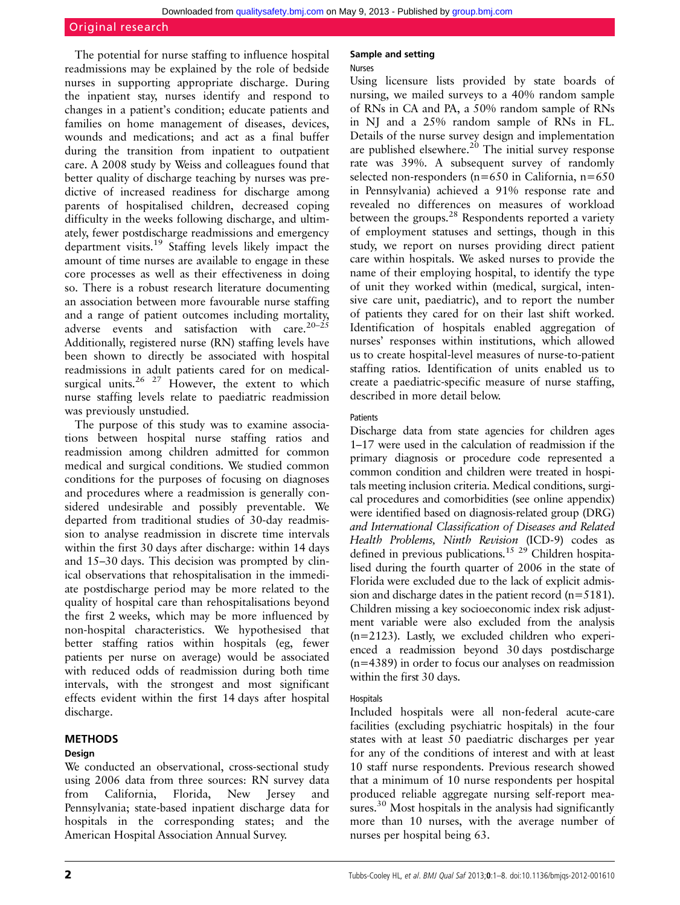The potential for nurse staffing to influence hospital readmissions may be explained by the role of bedside nurses in supporting appropriate discharge. During the inpatient stay, nurses identify and respond to changes in a patient's condition; educate patients and families on home management of diseases, devices, wounds and medications; and act as a final buffer during the transition from inpatient to outpatient care. A 2008 study by Weiss and colleagues found that better quality of discharge teaching by nurses was predictive of increased readiness for discharge among parents of hospitalised children, decreased coping difficulty in the weeks following discharge, and ultimately, fewer postdischarge readmissions and emergency department visits.[19] Staffing levels likely impact the amount of time nurses are available to engage in these core processes as well as their effectiveness in doing so. There is a robust research literature documenting an association between more favourable nurse staffing and a range of patient outcomes including mortality, adverse events and satisfaction with care.[20–25] Additionally, registered nurse (RN) staffing levels have been shown to directly be associated with hospital readmissions in adult patients cared for on medical-surgical units.[26 27] However, the extent to which nurse staffing levels relate to paediatric readmission was previously unstudied.

The purpose of this study was to examine associations between hospital nurse staffing ratios and readmission among children admitted for common medical and surgical conditions. We studied common conditions for the purposes of focusing on diagnoses and procedures where a readmission is generally considered undesirable and possibly preventable. We departed from traditional studies of 30-day readmission to analyse readmission in discrete time intervals within the first 30 days after discharge: within 14 days and 15–30 days. This decision was prompted by clinical observations that rehospitalisation in the immediate postdischarge period may be more related to the quality of hospital care than rehospitalisations beyond the first 2 weeks, which may be more influenced by non-hospital characteristics. We hypothesised that better staffing ratios within hospitals (eg, fewer patients per nurse on average) would be associated with reduced odds of readmission during both time intervals, with the strongest and most significant effects evident within the first 14 days after hospital discharge.

## METHODS

### Design

We conducted an observational, cross-sectional study using 2006 data from three sources: RN survey data from California, Florida, New Jersey and Pennsylvania; state-based inpatient discharge data for hospitals in the corresponding states; and the American Hospital Association Annual Survey.

### Sample and setting

#### Nurses

Using licensure lists provided by state boards of nursing, we mailed surveys to a 40% random sample of RNs in CA and PA, a 50% random sample of RNs in NJ and a 25% random sample of RNs in FL. Details of the nurse survey design and implementation are published elsewhere.[20] The initial survey response rate was 39%. A subsequent survey of randomly selected non-responders (n=650 in California, n=650 in Pennsylvania) achieved a 91% response rate and revealed no differences on measures of workload between the groups.[28] Respondents reported a variety of employment statuses and settings, though in this study, we report on nurses providing direct patient care within hospitals. We asked nurses to provide the name of their employing hospital, to identify the type of unit they worked within (medical, surgical, intensive care unit, paediatric), and to report the number of patients they cared for on their last shift worked. Identification of hospitals enabled aggregation of nurses' responses within institutions, which allowed us to create hospital-level measures of nurse-to-patient staffing ratios. Identification of units enabled us to create a paediatric-specific measure of nurse staffing, described in more detail below.

#### Patients

Discharge data from state agencies for children ages 1–17 were used in the calculation of readmission if the primary diagnosis or procedure code represented a common condition and children were treated in hospitals meeting inclusion criteria. Medical conditions, surgical procedures and comorbidities (see online appendix) were identified based on diagnosis-related group (DRG) and *International Classification of Diseases and Related Health Problems, Ninth Revision* (ICD-9) codes as defined in previous publications.[15 29] Children hospitalised during the fourth quarter of 2006 in the state of Florida were excluded due to the lack of explicit admission and discharge dates in the patient record (n=5181). Children missing a key socioeconomic index risk adjustment variable were also excluded from the analysis (n=2123). Lastly, we excluded children who experienced a readmission beyond 30 days postdischarge (n=4389) in order to focus our analyses on readmission within the first 30 days.

#### Hospitals

Included hospitals were all non-federal acute-care facilities (excluding psychiatric hospitals) in the four states with at least 50 paediatric discharges per year for any of the conditions of interest and with at least 10 staff nurse respondents. Previous research showed that a minimum of 10 nurse respondents per hospital produced reliable aggregate nursing self-report measures.[30] Most hospitals in the analysis had significantly more than 10 nurses, with the average number of nurses per hospital being 63.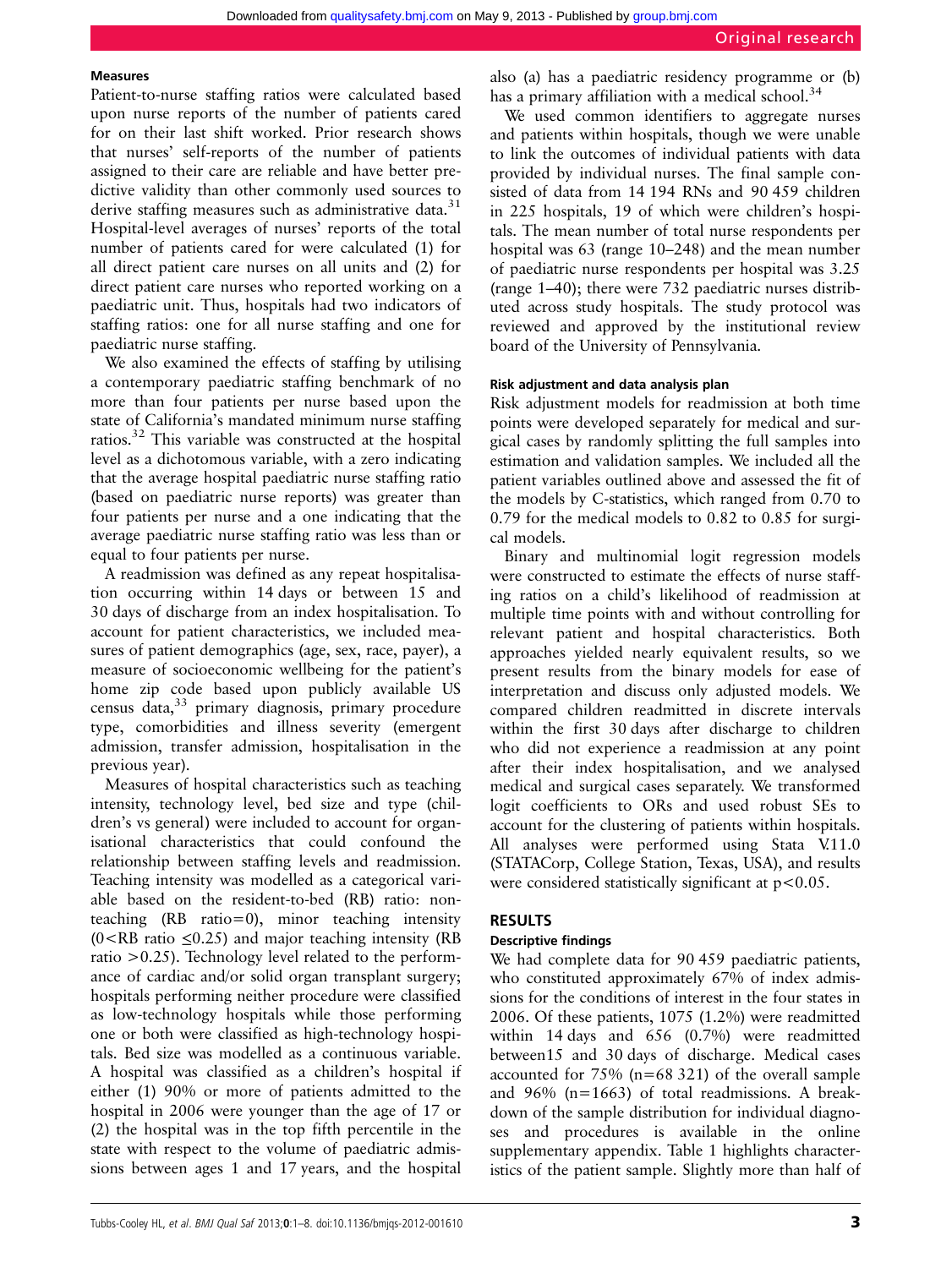### Measures

Patient-to-nurse staffing ratios were calculated based upon nurse reports of the number of patients cared for on their last shift worked. Prior research shows that nurses' self-reports of the number of patients assigned to their care are reliable and have better predictive validity than other commonly used sources to derive staffing measures such as administrative data.[31] Hospital-level averages of nurses' reports of the total number of patients cared for were calculated (1) for all direct patient care nurses on all units and (2) for direct patient care nurses who reported working on a paediatric unit. Thus, hospitals had two indicators of staffing ratios: one for all nurse staffing and one for paediatric nurse staffing.

We also examined the effects of staffing by utilising a contemporary paediatric staffing benchmark of no more than four patients per nurse based upon the state of California's mandated minimum nurse staffing ratios.[32] This variable was constructed at the hospital level as a dichotomous variable, with a zero indicating that the average hospital paediatric nurse staffing ratio (based on paediatric nurse reports) was greater than four patients per nurse and a one indicating that the average paediatric nurse staffing ratio was less than or equal to four patients per nurse.

A readmission was defined as any repeat hospitalisation occurring within 14 days or between 15 and 30 days of discharge from an index hospitalisation. To account for patient characteristics, we included measures of patient demographics (age, sex, race, payer), a measure of socioeconomic wellbeing for the patient's home zip code based upon publicly available US census data,[33] primary diagnosis, primary procedure type, comorbidities and illness severity (emergent admission, transfer admission, hospitalisation in the previous year).

Measures of hospital characteristics such as teaching intensity, technology level, bed size and type (children's vs general) were included to account for organisational characteristics that could confound the relationship between staffing levels and readmission. Teaching intensity was modelled as a categorical variable based on the resident-to-bed (RB) ratio: nonteaching (RB ratio=0), minor teaching intensity ($0<$RB ratio $\leq 0.25$) and major teaching intensity (RB ratio $>0.25$). Technology level related to the performance of cardiac and/or solid organ transplant surgery; hospitals performing neither procedure were classified as low-technology hospitals while those performing one or both were classified as high-technology hospitals. Bed size was modelled as a continuous variable. A hospital was classified as a children's hospital if either (1) 90% or more of patients admitted to the hospital in 2006 were younger than the age of 17 or (2) the hospital was in the top fifth percentile in the state with respect to the volume of paediatric admissions between ages 1 and 17 years, and the hospital also (a) has a paediatric residency programme or (b) has a primary affiliation with a medical school.[34]

We used common identifiers to aggregate nurses and patients within hospitals, though we were unable to link the outcomes of individual patients with data provided by individual nurses. The final sample consisted of data from 14 194 RNs and 90 459 children in 225 hospitals, 19 of which were children's hospitals. The mean number of total nurse respondents per hospital was 63 (range 10–248) and the mean number of paediatric nurse respondents per hospital was 3.25 (range 1–40); there were 732 paediatric nurses distributed across study hospitals. The study protocol was reviewed and approved by the institutional review board of the University of Pennsylvania.

### Risk adjustment and data analysis plan

Risk adjustment models for readmission at both time points were developed separately for medical and surgical cases by randomly splitting the full samples into estimation and validation samples. We included all the patient variables outlined above and assessed the fit of the models by C-statistics, which ranged from 0.70 to 0.79 for the medical models to 0.82 to 0.85 for surgical models.

Binary and multinomial logit regression models were constructed to estimate the effects of nurse staffing ratios on a child's likelihood of readmission at multiple time points with and without controlling for relevant patient and hospital characteristics. Both approaches yielded nearly equivalent results, so we present results from the binary models for ease of interpretation and discuss only adjusted models. We compared children readmitted in discrete intervals within the first 30 days after discharge to children who did not experience a readmission at any point after their index hospitalisation, and we analysed medical and surgical cases separately. We transformed logit coefficients to ORs and used robust SEs to account for the clustering of patients within hospitals. All analyses were performed using Stata V.11.0 (STATACorp, College Station, Texas, USA), and results were considered statistically significant at $p<0.05$.

## RESULTS

### Descriptive findings

We had complete data for 90 459 paediatric patients, who constituted approximately 67% of index admissions for the conditions of interest in the four states in 2006. Of these patients, 1075 (1.2%) were readmitted within 14 days and 656 (0.7%) were readmitted between15 and 30 days of discharge. Medical cases accounted for 75% (n=68 321) of the overall sample and 96% (n=1663) of total readmissions. A breakdown of the sample distribution for individual diagnoses and procedures is available in the online supplementary appendix. Table 1 highlights characteristics of the patient sample. Slightly more than half of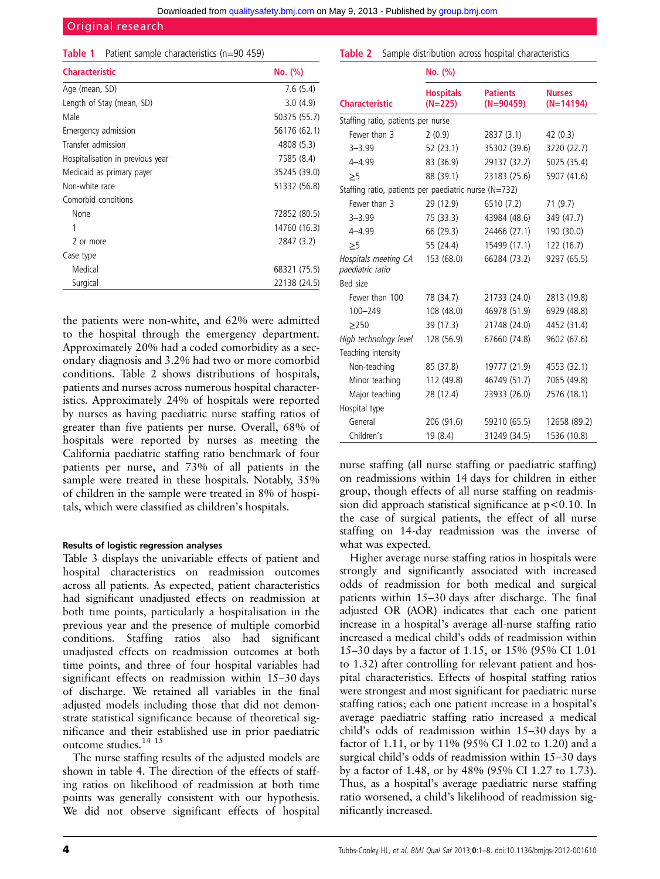**Table 1** Patient sample characteristics (n=90 459)

| Characteristic | No. (%) |
|---|---|
| Age (mean, SD) | 7.6 (5.4) |
| Length of Stay (mean, SD) | 3.0 (4.9) |
| Male | 50375 (55.7) |
| Emergency admission | 56176 (62.1) |
| Transfer admission | 4808 (5.3) |
| Hospitalisation in previous year | 7585 (8.4) |
| Medicaid as primary payer | 35245 (39.0) |
| Non-white race | 51332 (56.8) |
| Comorbid conditions | |
| None | 72852 (80.5) |
| 1 | 14760 (16.3) |
| 2 or more | 2847 (3.2) |
| Case type | |
| Medical | 68321 (75.5) |
| Surgical | 22138 (24.5) |

the patients were non-white, and 62% were admitted to the hospital through the emergency department. Approximately 20% had a coded comorbidity as a secondary diagnosis and 3.2% had two or more comorbid conditions. Table 2 shows distributions of hospitals, patients and nurses across numerous hospital characteristics. Approximately 24% of hospitals were reported by nurses as having paediatric nurse staffing ratios of greater than five patients per nurse. Overall, 68% of hospitals were reported by nurses as meeting the California paediatric staffing ratio benchmark of four patients per nurse, and 73% of all patients in the sample were treated in these hospitals. Notably, 35% of children in the sample were treated in 8% of hospitals, which were classified as children's hospitals.

#### Results of logistic regression analyses

Table 3 displays the univariable effects of patient and hospital characteristics on readmission outcomes across all patients. As expected, patient characteristics had significant unadjusted effects on readmission at both time points, particularly a hospitalisation in the previous year and the presence of multiple comorbid conditions. Staffing ratios also had significant unadjusted effects on readmission outcomes at both time points, and three of four hospital variables had significant effects on readmission within 15–30 days of discharge. We retained all variables in the final adjusted models including those that did not demonstrate statistical significance because of theoretical significance and their established use in prior paediatric outcome studies.[14 15]

The nurse staffing results of the adjusted models are shown in table 4. The direction of the effects of staffing ratios on likelihood of readmission at both time points was generally consistent with our hypothesis. We did not observe significant effects of hospital

**Table 2** Sample distribution across hospital characteristics

| | No. (%) | | |
|---|---|---|---|
| Characteristic | Hospitals (N=225) | Patients (N=90459) | Nurses (N=14194) |
| Staffing ratio, patients per nurse | | | |
| Fewer than 3 | 2 (0.9) | 2837 (3.1) | 42 (0.3) |
| 3–3.99 | 52 (23.1) | 35302 (39.6) | 3220 (22.7) |
| 4–4.99 | 83 (36.9) | 29137 (32.2) | 5025 (35.4) |
| ≥5 | 88 (39.1) | 23183 (25.6) | 5907 (41.6) |
| Staffing ratio, patients per paediatric nurse (N=732) | | | |
| Fewer than 3 | 29 (12.9) | 6510 (7.2) | 71 (9.7) |
| 3–3.99 | 75 (33.3) | 43984 (48.6) | 349 (47.7) |
| 4–4.99 | 66 (29.3) | 24466 (27.1) | 190 (30.0) |
| ≥5 | 55 (24.4) | 15499 (17.1) | 122 (16.7) |
| *Hospitals meeting CA paediatric ratio* | 153 (68.0) | 66284 (73.2) | 9297 (65.5) |
| Bed size | | | |
| Fewer than 100 | 78 (34.7) | 21733 (24.0) | 2813 (19.8) |
| 100–249 | 108 (48.0) | 46978 (51.9) | 6929 (48.8) |
| ≥250 | 39 (17.3) | 21748 (24.0) | 4452 (31.4) |
| *High technology level* | 128 (56.9) | 67660 (74.8) | 9602 (67.6) |
| Teaching intensity | | | |
| Non-teaching | 85 (37.8) | 19777 (21.9) | 4553 (32.1) |
| Minor teaching | 112 (49.8) | 46749 (51.7) | 7065 (49.8) |
| Major teaching | 28 (12.4) | 23933 (26.0) | 2576 (18.1) |
| Hospital type | | | |
| General | 206 (91.6) | 59210 (65.5) | 12658 (89.2) |
| Children's | 19 (8.4) | 31249 (34.5) | 1536 (10.8) |

nurse staffing (all nurse staffing or paediatric staffing) on readmissions within 14 days for children in either group, though effects of all nurse staffing on readmission did approach statistical significance at $p<0.10$. In the case of surgical patients, the effect of all nurse staffing on 14-day readmission was the inverse of what was expected.

Higher average nurse staffing ratios in hospitals were strongly and significantly associated with increased odds of readmission for both medical and surgical patients within 15–30 days after discharge. The final adjusted OR (AOR) indicates that each one patient increase in a hospital's average all-nurse staffing ratio increased a medical child's odds of readmission within 15–30 days by a factor of 1.15, or 15% (95% CI 1.01 to 1.32) after controlling for relevant patient and hospital characteristics. Effects of hospital staffing ratios were strongest and most significant for paediatric nurse staffing ratios; each one patient increase in a hospital's average paediatric staffing ratio increased a medical child's odds of readmission within 15–30 days by a factor of 1.11, or by 11% (95% CI 1.02 to 1.20) and a surgical child's odds of readmission within 15–30 days by a factor of 1.48, or by 48% (95% CI 1.27 to 1.73). Thus, as a hospital's average paediatric nurse staffing ratio worsened, a child's likelihood of readmission significantly increased.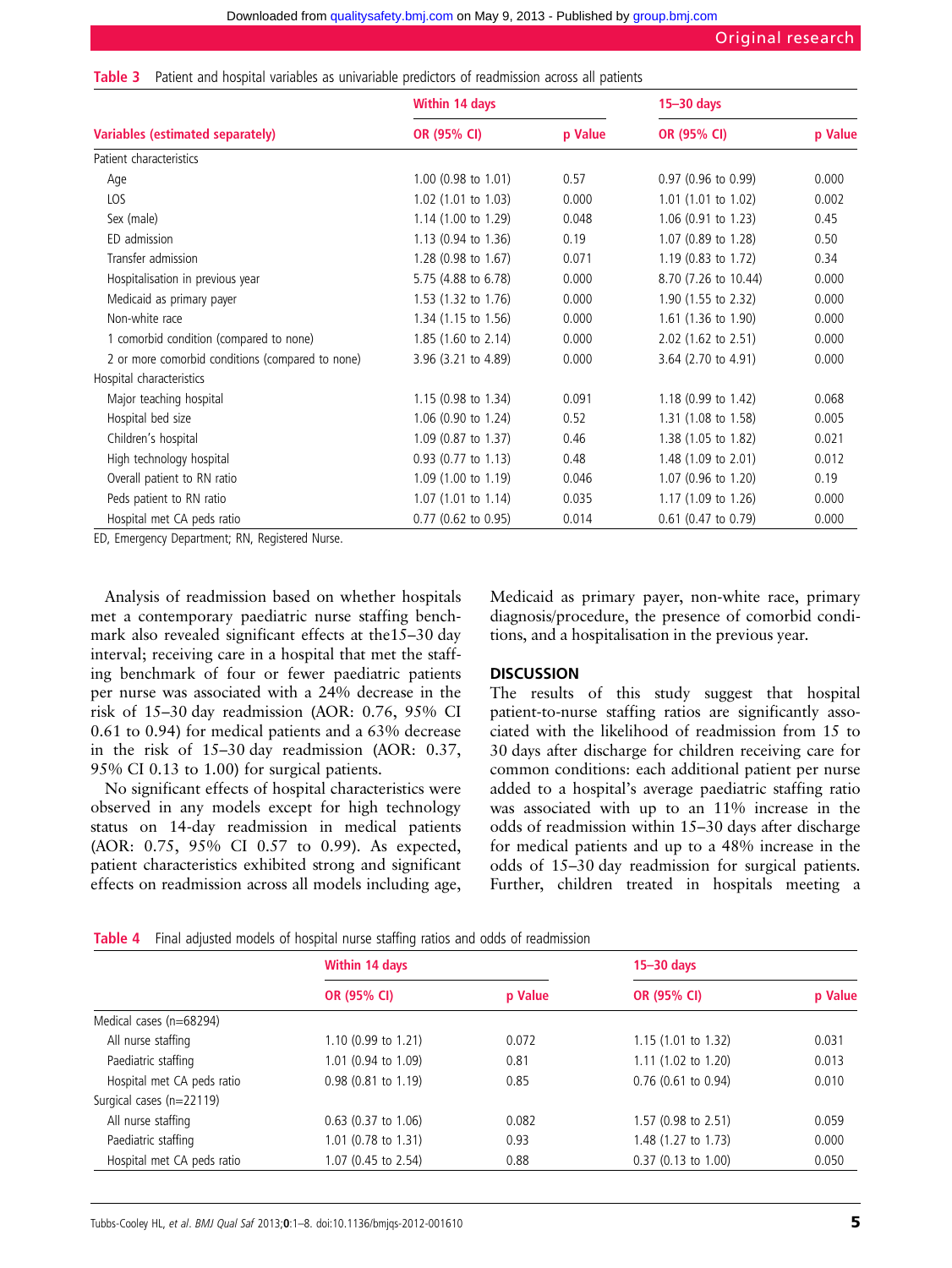**Table 3** Patient and hospital variables as univariable predictors of readmission across all patients

| Variables (estimated separately) | Within 14 days | | 15–30 days | |
|---|---|---|---|---|
| | OR (95% CI) | p Value | OR (95% CI) | p Value |
| Patient characteristics | | | | |
| Age | 1.00 (0.98 to 1.01) | 0.57 | 0.97 (0.96 to 0.99) | 0.000 |
| LOS | 1.02 (1.01 to 1.03) | 0.000 | 1.01 (1.01 to 1.02) | 0.002 |
| Sex (male) | 1.14 (1.00 to 1.29) | 0.048 | 1.06 (0.91 to 1.23) | 0.45 |
| ED admission | 1.13 (0.94 to 1.36) | 0.19 | 1.07 (0.89 to 1.28) | 0.50 |
| Transfer admission | 1.28 (0.98 to 1.67) | 0.071 | 1.19 (0.83 to 1.72) | 0.34 |
| Hospitalisation in previous year | 5.75 (4.88 to 6.78) | 0.000 | 8.70 (7.26 to 10.44) | 0.000 |
| Medicaid as primary payer | 1.53 (1.32 to 1.76) | 0.000 | 1.90 (1.55 to 2.32) | 0.000 |
| Non-white race | 1.34 (1.15 to 1.56) | 0.000 | 1.61 (1.36 to 1.90) | 0.000 |
| 1 comorbid condition (compared to none) | 1.85 (1.60 to 2.14) | 0.000 | 2.02 (1.62 to 2.51) | 0.000 |
| 2 or more comorbid conditions (compared to none) | 3.96 (3.21 to 4.89) | 0.000 | 3.64 (2.70 to 4.91) | 0.000 |
| Hospital characteristics | | | | |
| Major teaching hospital | 1.15 (0.98 to 1.34) | 0.091 | 1.18 (0.99 to 1.42) | 0.068 |
| Hospital bed size | 1.06 (0.90 to 1.24) | 0.52 | 1.31 (1.08 to 1.58) | 0.005 |
| Children's hospital | 1.09 (0.87 to 1.37) | 0.46 | 1.38 (1.05 to 1.82) | 0.021 |
| High technology hospital | 0.93 (0.77 to 1.13) | 0.48 | 1.48 (1.09 to 2.01) | 0.012 |
| Overall patient to RN ratio | 1.09 (1.00 to 1.19) | 0.046 | 1.07 (0.96 to 1.20) | 0.19 |
| Peds patient to RN ratio | 1.07 (1.01 to 1.14) | 0.035 | 1.17 (1.09 to 1.26) | 0.000 |
| Hospital met CA peds ratio | 0.77 (0.62 to 0.95) | 0.014 | 0.61 (0.47 to 0.79) | 0.000 |

ED, Emergency Department; RN, Registered Nurse.

Analysis of readmission based on whether hospitals met a contemporary paediatric nurse staffing benchmark also revealed significant effects at the15–30 day interval; receiving care in a hospital that met the staffing benchmark of four or fewer paediatric patients per nurse was associated with a 24% decrease in the risk of 15–30 day readmission (AOR: 0.76, 95% CI 0.61 to 0.94) for medical patients and a 63% decrease in the risk of 15–30 day readmission (AOR: 0.37, 95% CI 0.13 to 1.00) for surgical patients.

No significant effects of hospital characteristics were observed in any models except for high technology status on 14-day readmission in medical patients (AOR: 0.75, 95% CI 0.57 to 0.99). As expected, patient characteristics exhibited strong and significant effects on readmission across all models including age, Medicaid as primary payer, non-white race, primary diagnosis/procedure, the presence of comorbid conditions, and a hospitalisation in the previous year.

## DISCUSSION

The results of this study suggest that hospital patient-to-nurse staffing ratios are significantly associated with the likelihood of readmission from 15 to 30 days after discharge for children receiving care for common conditions: each additional patient per nurse added to a hospital's average paediatric staffing ratio was associated with up to an 11% increase in the odds of readmission within 15–30 days after discharge for medical patients and up to a 48% increase in the odds of 15–30 day readmission for surgical patients. Further, children treated in hospitals meeting a

**Table 4** Final adjusted models of hospital nurse staffing ratios and odds of readmission

| | Within 14 days | | 15–30 days | |
|---|---|---|---|---|
| | OR (95% CI) | p Value | OR (95% CI) | p Value |
| Medical cases (n=68294) | | | | |
| All nurse staffing | 1.10 (0.99 to 1.21) | 0.072 | 1.15 (1.01 to 1.32) | 0.031 |
| Paediatric staffing | 1.01 (0.94 to 1.09) | 0.81 | 1.11 (1.02 to 1.20) | 0.013 |
| Hospital met CA peds ratio | 0.98 (0.81 to 1.19) | 0.85 | 0.76 (0.61 to 0.94) | 0.010 |
| Surgical cases (n=22119) | | | | |
| All nurse staffing | 0.63 (0.37 to 1.06) | 0.082 | 1.57 (0.98 to 2.51) | 0.059 |
| Paediatric staffing | 1.01 (0.78 to 1.31) | 0.93 | 1.48 (1.27 to 1.73) | 0.000 |
| Hospital met CA peds ratio | 1.07 (0.45 to 2.54) | 0.88 | 0.37 (0.13 to 1.00) | 0.050 |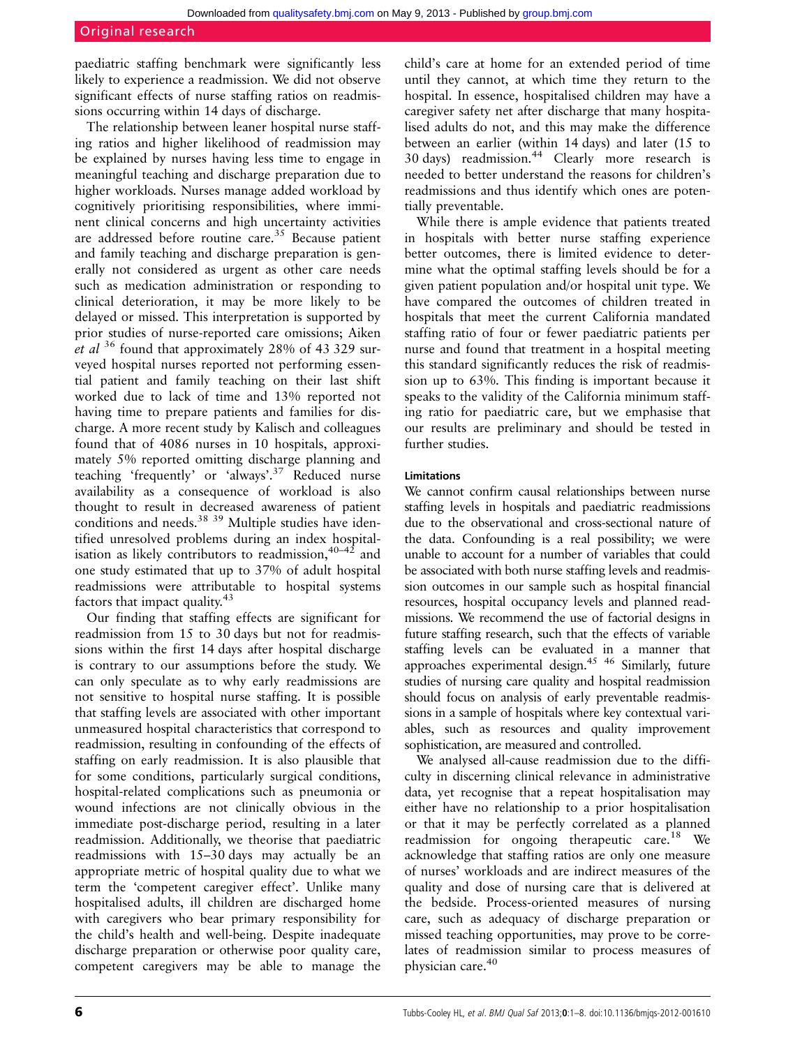paediatric staffing benchmark were significantly less likely to experience a readmission. We did not observe significant effects of nurse staffing ratios on readmissions occurring within 14 days of discharge.

The relationship between leaner hospital nurse staffing ratios and higher likelihood of readmission may be explained by nurses having less time to engage in meaningful teaching and discharge preparation due to higher workloads. Nurses manage added workload by cognitively prioritising responsibilities, where imminent clinical concerns and high uncertainty activities are addressed before routine care.[35] Because patient and family teaching and discharge preparation is generally not considered as urgent as other care needs such as medication administration or responding to clinical deterioration, it may be more likely to be delayed or missed. This interpretation is supported by prior studies of nurse-reported care omissions; Aiken *et al* [36] found that approximately 28% of 43 329 surveyed hospital nurses reported not performing essential patient and family teaching on their last shift worked due to lack of time and 13% reported not having time to prepare patients and families for discharge. A more recent study by Kalisch and colleagues found that of 4086 nurses in 10 hospitals, approximately 5% reported omitting discharge planning and teaching 'frequently' or 'always'.[37] Reduced nurse availability as a consequence of workload is also thought to result in decreased awareness of patient conditions and needs.[38 39] Multiple studies have identified unresolved problems during an index hospitalisation as likely contributors to readmission,[40–42] and one study estimated that up to 37% of adult hospital readmissions were attributable to hospital systems factors that impact quality.[43]

Our finding that staffing effects are significant for readmission from 15 to 30 days but not for readmissions within the first 14 days after hospital discharge is contrary to our assumptions before the study. We can only speculate as to why early readmissions are not sensitive to hospital nurse staffing. It is possible that staffing levels are associated with other important unmeasured hospital characteristics that correspond to readmission, resulting in confounding of the effects of staffing on early readmission. It is also plausible that for some conditions, particularly surgical conditions, hospital-related complications such as pneumonia or wound infections are not clinically obvious in the immediate post-discharge period, resulting in a later readmission. Additionally, we theorise that paediatric readmissions with 15–30 days may actually be an appropriate metric of hospital quality due to what we term the 'competent caregiver effect'. Unlike many hospitalised adults, ill children are discharged home with caregivers who bear primary responsibility for the child's health and well-being. Despite inadequate discharge preparation or otherwise poor quality care, competent caregivers may be able to manage the child's care at home for an extended period of time until they cannot, at which time they return to the hospital. In essence, hospitalised children may have a caregiver safety net after discharge that many hospitalised adults do not, and this may make the difference between an earlier (within 14 days) and later (15 to 30 days) readmission.[44] Clearly more research is needed to better understand the reasons for children's readmissions and thus identify which ones are potentially preventable.

While there is ample evidence that patients treated in hospitals with better nurse staffing experience better outcomes, there is limited evidence to determine what the optimal staffing levels should be for a given patient population and/or hospital unit type. We have compared the outcomes of children treated in hospitals that meet the current California mandated staffing ratio of four or fewer paediatric patients per nurse and found that treatment in a hospital meeting this standard significantly reduces the risk of readmission up to 63%. This finding is important because it speaks to the validity of the California minimum staffing ratio for paediatric care, but we emphasise that our results are preliminary and should be tested in further studies.

### Limitations

We cannot confirm causal relationships between nurse staffing levels in hospitals and paediatric readmissions due to the observational and cross-sectional nature of the data. Confounding is a real possibility; we were unable to account for a number of variables that could be associated with both nurse staffing levels and readmission outcomes in our sample such as hospital financial resources, hospital occupancy levels and planned readmissions. We recommend the use of factorial designs in future staffing research, such that the effects of variable staffing levels can be evaluated in a manner that approaches experimental design.[45 46] Similarly, future studies of nursing care quality and hospital readmission should focus on analysis of early preventable readmissions in a sample of hospitals where key contextual variables, such as resources and quality improvement sophistication, are measured and controlled.

We analysed all-cause readmission due to the difficulty in discerning clinical relevance in administrative data, yet recognise that a repeat hospitalisation may either have no relationship to a prior hospitalisation or that it may be perfectly correlated as a planned readmission for ongoing therapeutic care.[18] We acknowledge that staffing ratios are only one measure of nurses' workloads and are indirect measures of the quality and dose of nursing care that is delivered at the bedside. Process-oriented measures of nursing care, such as adequacy of discharge preparation or missed teaching opportunities, may prove to be correlates of readmission similar to process measures of physician care.[40]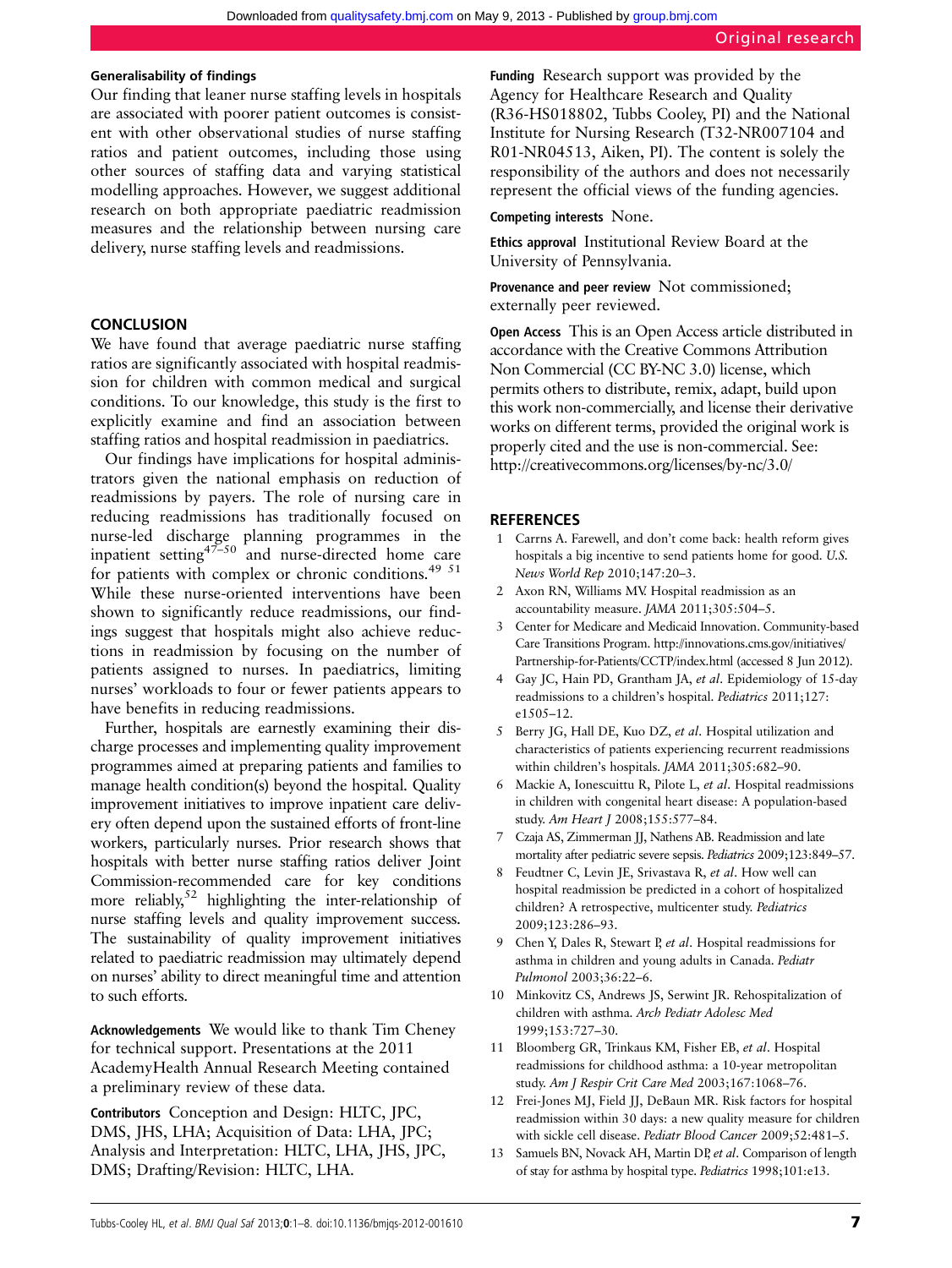### Generalisability of findings

Our finding that leaner nurse staffing levels in hospitals are associated with poorer patient outcomes is consistent with other observational studies of nurse staffing ratios and patient outcomes, including those using other sources of staffing data and varying statistical modelling approaches. However, we suggest additional research on both appropriate paediatric readmission measures and the relationship between nursing care delivery, nurse staffing levels and readmissions.

## CONCLUSION

We have found that average paediatric nurse staffing ratios are significantly associated with hospital readmission for children with common medical and surgical conditions. To our knowledge, this study is the first to explicitly examine and find an association between staffing ratios and hospital readmission in paediatrics.

Our findings have implications for hospital administrators given the national emphasis on reduction of readmissions by payers. The role of nursing care in reducing readmissions has traditionally focused on nurse-led discharge planning programmes in the inpatient setting[47–50] and nurse-directed home care for patients with complex or chronic conditions.[49 51] While these nurse-oriented interventions have been shown to significantly reduce readmissions, our findings suggest that hospitals might also achieve reductions in readmission by focusing on the number of patients assigned to nurses. In paediatrics, limiting nurses' workloads to four or fewer patients appears to have benefits in reducing readmissions.

Further, hospitals are earnestly examining their discharge processes and implementing quality improvement programmes aimed at preparing patients and families to manage health condition(s) beyond the hospital. Quality improvement initiatives to improve inpatient care delivery often depend upon the sustained efforts of front-line workers, particularly nurses. Prior research shows that hospitals with better nurse staffing ratios deliver Joint Commission-recommended care for key conditions more reliably,[52] highlighting the inter-relationship of nurse staffing levels and quality improvement success. The sustainability of quality improvement initiatives related to paediatric readmission may ultimately depend on nurses' ability to direct meaningful time and attention to such efforts.

**Acknowledgements** We would like to thank Tim Cheney for technical support. Presentations at the 2011 AcademyHealth Annual Research Meeting contained a preliminary review of these data.

**Contributors** Conception and Design: HLTC, JPC, DMS, JHS, LHA; Acquisition of Data: LHA, JPC; Analysis and Interpretation: HLTC, LHA, JHS, JPC, DMS; Drafting/Revision: HLTC, LHA.

**Funding** Research support was provided by the Agency for Healthcare Research and Quality (R36-HS018802, Tubbs Cooley, PI) and the National Institute for Nursing Research (T32-NR007104 and R01-NR04513, Aiken, PI). The content is solely the responsibility of the authors and does not necessarily represent the official views of the funding agencies.

**Competing interests** None.

**Ethics approval** Institutional Review Board at the University of Pennsylvania.

**Provenance and peer review** Not commissioned; externally peer reviewed.

**Open Access** This is an Open Access article distributed in accordance with the Creative Commons Attribution Non Commercial (CC BY-NC 3.0) license, which permits others to distribute, remix, adapt, build upon this work non-commercially, and license their derivative works on different terms, provided the original work is properly cited and the use is non-commercial. See: http://creativecommons.org/licenses/by-nc/3.0/

## REFERENCES

1. Carrns A. Farewell, and don't come back: health reform gives hospitals a big incentive to send patients home for good. *U.S. News World Rep* 2010;147:20–3.
2. Axon RN, Williams MV. Hospital readmission as an accountability measure. *JAMA* 2011;305:504–5.
3. Center for Medicare and Medicaid Innovation. Community-based Care Transitions Program. http://innovations.cms.gov/initiatives/Partnership-for-Patients/CCTP/index.html (accessed 8 Jun 2012).
4. Gay JC, Hain PD, Grantham JA, *et al*. Epidemiology of 15-day readmissions to a children's hospital. *Pediatrics* 2011;127:e1505–12.
5. Berry JG, Hall DE, Kuo DZ, *et al*. Hospital utilization and characteristics of patients experiencing recurrent readmissions within children's hospitals. *JAMA* 2011;305:682–90.
6. Mackie A, Ionescuittu R, Pilote L, *et al*. Hospital readmissions in children with congenital heart disease: A population-based study. *Am Heart J* 2008;155:577–84.
7. Czaja AS, Zimmerman JJ, Nathens AB. Readmission and late mortality after pediatric severe sepsis. *Pediatrics* 2009;123:849–57.
8. Feudtner C, Levin JE, Srivastava R, *et al*. How well can hospital readmission be predicted in a cohort of hospitalized children? A retrospective, multicenter study. *Pediatrics* 2009;123:286–93.
9. Chen Y, Dales R, Stewart P, *et al*. Hospital readmissions for asthma in children and young adults in Canada. *Pediatr Pulmonol* 2003;36:22–6.
10. Minkovitz CS, Andrews JS, Serwint JR. Rehospitalization of children with asthma. *Arch Pediatr Adolesc Med* 1999;153:727–30.
11. Bloomberg GR, Trinkaus KM, Fisher EB, *et al*. Hospital readmissions for childhood asthma: a 10-year metropolitan study. *Am J Respir Crit Care Med* 2003;167:1068–76.
12. Frei-Jones MJ, Field JJ, DeBaun MR. Risk factors for hospital readmission within 30 days: a new quality measure for children with sickle cell disease. *Pediatr Blood Cancer* 2009;52:481–5.
13. Samuels BN, Novack AH, Martin DP, *et al*. Comparison of length of stay for asthma by hospital type. *Pediatrics* 1998;101:e13.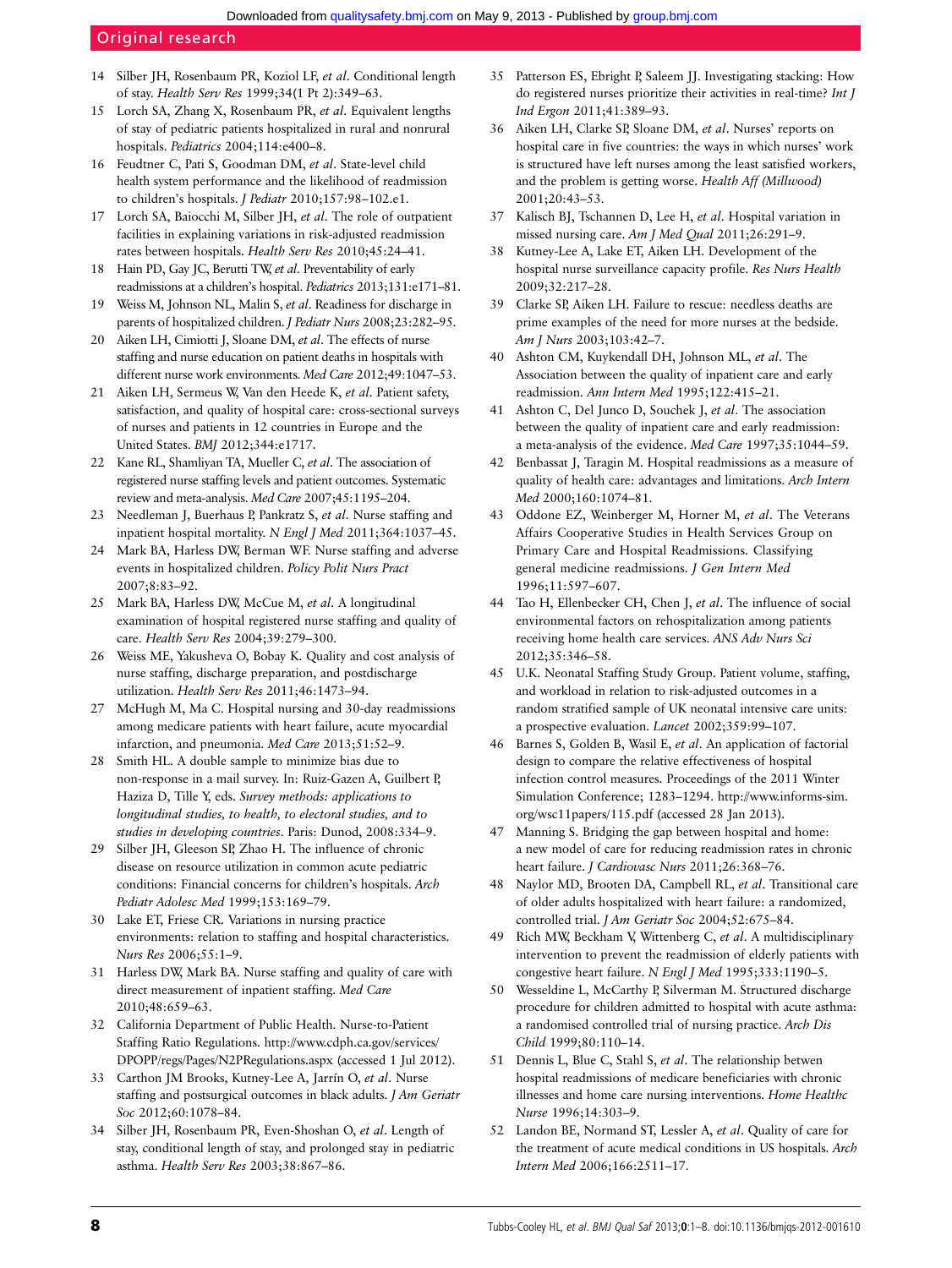14 Silber JH, Rosenbaum PR, Koziol LF, *et al*. Conditional length of stay. *Health Serv Res* 1999;34(1 Pt 2):349–63.

15 Lorch SA, Zhang X, Rosenbaum PR, *et al*. Equivalent lengths of stay of pediatric patients hospitalized in rural and nonrural hospitals. *Pediatrics* 2004;114:e400–8.

16 Feudtner C, Pati S, Goodman DM, *et al*. State-level child health system performance and the likelihood of readmission to children's hospitals. *J Pediatr* 2010;157:98–102.e1.

17 Lorch SA, Baiocchi M, Silber JH, *et al*. The role of outpatient facilities in explaining variations in risk-adjusted readmission rates between hospitals. *Health Serv Res* 2010;45:24–41.

18 Hain PD, Gay JC, Berutti TW, *et al*. Preventability of early readmissions at a children's hospital. *Pediatrics* 2013;131:e171–81.

19 Weiss M, Johnson NL, Malin S, *et al*. Readiness for discharge in parents of hospitalized children. *J Pediatr Nurs* 2008;23:282–95.

20 Aiken LH, Cimiotti J, Sloane DM, *et al*. The effects of nurse staffing and nurse education on patient deaths in hospitals with different nurse work environments. *Med Care* 2012;49:1047–53.

21 Aiken LH, Sermeus W, Van den Heede K, *et al*. Patient safety, satisfaction, and quality of hospital care: cross-sectional surveys of nurses and patients in 12 countries in Europe and the United States. *BMJ* 2012;344:e1717.

22 Kane RL, Shamliyan TA, Mueller C, *et al*. The association of registered nurse staffing levels and patient outcomes. Systematic review and meta-analysis. *Med Care* 2007;45:1195–204.

23 Needleman J, Buerhaus P, Pankratz S, *et al*. Nurse staffing and inpatient hospital mortality. *N Engl J Med* 2011;364:1037–45.

24 Mark BA, Harless DW, Berman WF. Nurse staffing and adverse events in hospitalized children. *Policy Polit Nurs Pract* 2007;8:83–92.

25 Mark BA, Harless DW, McCue M, *et al*. A longitudinal examination of hospital registered nurse staffing and quality of care. *Health Serv Res* 2004;39:279–300.

26 Weiss ME, Yakusheva O, Bobay K. Quality and cost analysis of nurse staffing, discharge preparation, and postdischarge utilization. *Health Serv Res* 2011;46:1473–94.

27 McHugh M, Ma C. Hospital nursing and 30-day readmissions among medicare patients with heart failure, acute myocardial infarction, and pneumonia. *Med Care* 2013;51:52–9.

28 Smith HL. A double sample to minimize bias due to non-response in a mail survey. In: Ruiz-Gazen A, Guilbert P, Haziza D, Tille Y, eds. *Survey methods: applications to longitudinal studies, to health, to electoral studies, and to studies in developing countries*. Paris: Dunod, 2008:334–9.

29 Silber JH, Gleeson SP, Zhao H. The influence of chronic disease on resource utilization in common acute pediatric conditions: Financial concerns for children's hospitals. *Arch Pediatr Adolesc Med* 1999;153:169–79.

30 Lake ET, Friese CR. Variations in nursing practice environments: relation to staffing and hospital characteristics. *Nurs Res* 2006;55:1–9.

31 Harless DW, Mark BA. Nurse staffing and quality of care with direct measurement of inpatient staffing. *Med Care* 2010;48:659–63.

32 California Department of Public Health. Nurse-to-Patient Staffing Ratio Regulations. http://www.cdph.ca.gov/services/DPOPP/regs/Pages/N2PRegulations.aspx (accessed 1 Jul 2012).

33 Carthon JM Brooks, Kutney-Lee A, Jarrín O, *et al*. Nurse staffing and postsurgical outcomes in black adults. *J Am Geriatr Soc* 2012;60:1078–84.

34 Silber JH, Rosenbaum PR, Even-Shoshan O, *et al*. Length of stay, conditional length of stay, and prolonged stay in pediatric asthma. *Health Serv Res* 2003;38:867–86.

35 Patterson ES, Ebright P, Saleem JJ. Investigating stacking: How do registered nurses prioritize their activities in real-time? *Int J Ind Ergon* 2011;41:389–93.

36 Aiken LH, Clarke SP, Sloane DM, *et al*. Nurses' reports on hospital care in five countries: the ways in which nurses' work is structured have left nurses among the least satisfied workers, and the problem is getting worse. *Health Aff (Millwood)* 2001;20:43–53.

37 Kalisch BJ, Tschannen D, Lee H, *et al*. Hospital variation in missed nursing care. *Am J Med Qual* 2011;26:291–9.

38 Kutney-Lee A, Lake ET, Aiken LH. Development of the hospital nurse surveillance capacity profile. *Res Nurs Health* 2009;32:217–28.

39 Clarke SP, Aiken LH. Failure to rescue: needless deaths are prime examples of the need for more nurses at the bedside. *Am J Nurs* 2003;103:42–7.

40 Ashton CM, Kuykendall DH, Johnson ML, *et al*. The Association between the quality of inpatient care and early readmission. *Ann Intern Med* 1995;122:415–21.

41 Ashton C, Del Junco D, Souchek J, *et al*. The association between the quality of inpatient care and early readmission: a meta-analysis of the evidence. *Med Care* 1997;35:1044–59.

42 Benbassat J, Taragin M. Hospital readmissions as a measure of quality of health care: advantages and limitations. *Arch Intern Med* 2000;160:1074–81.

43 Oddone EZ, Weinberger M, Horner M, *et al*. The Veterans Affairs Cooperative Studies in Health Services Group on Primary Care and Hospital Readmissions. Classifying general medicine readmissions. *J Gen Intern Med* 1996;11:597–607.

44 Tao H, Ellenbecker CH, Chen J, *et al*. The influence of social environmental factors on rehospitalization among patients receiving home health care services. *ANS Adv Nurs Sci* 2012;35:346–58.

45 U.K. Neonatal Staffing Study Group. Patient volume, staffing, and workload in relation to risk-adjusted outcomes in a random stratified sample of UK neonatal intensive care units: a prospective evaluation. *Lancet* 2002;359:99–107.

46 Barnes S, Golden B, Wasil E, *et al*. An application of factorial design to compare the relative effectiveness of hospital infection control measures. Proceedings of the 2011 Winter Simulation Conference; 1283–1294. http://www.informs-sim.org/wsc11papers/115.pdf (accessed 28 Jan 2013).

47 Manning S. Bridging the gap between hospital and home: a new model of care for reducing readmission rates in chronic heart failure. *J Cardiovasc Nurs* 2011;26:368–76.

48 Naylor MD, Brooten DA, Campbell RL, *et al*. Transitional care of older adults hospitalized with heart failure: a randomized, controlled trial. *J Am Geriatr Soc* 2004;52:675–84.

49 Rich MW, Beckham V, Wittenberg C, *et al*. A multidisciplinary intervention to prevent the readmission of elderly patients with congestive heart failure. *N Engl J Med* 1995;333:1190–5.

50 Wesseldine L, McCarthy P, Silverman M. Structured discharge procedure for children admitted to hospital with acute asthma: a randomised controlled trial of nursing practice. *Arch Dis Child* 1999;80:110–14.

51 Dennis L, Blue C, Stahl S, *et al*. The relationship betwen hospital readmissions of medicare beneficiaries with chronic illnesses and home care nursing interventions. *Home Healthc Nurse* 1996;14:303–9.

52 Landon BE, Normand ST, Lessler A, *et al*. Quality of care for the treatment of acute medical conditions in US hospitals. *Arch Intern Med* 2006;166:2511–17.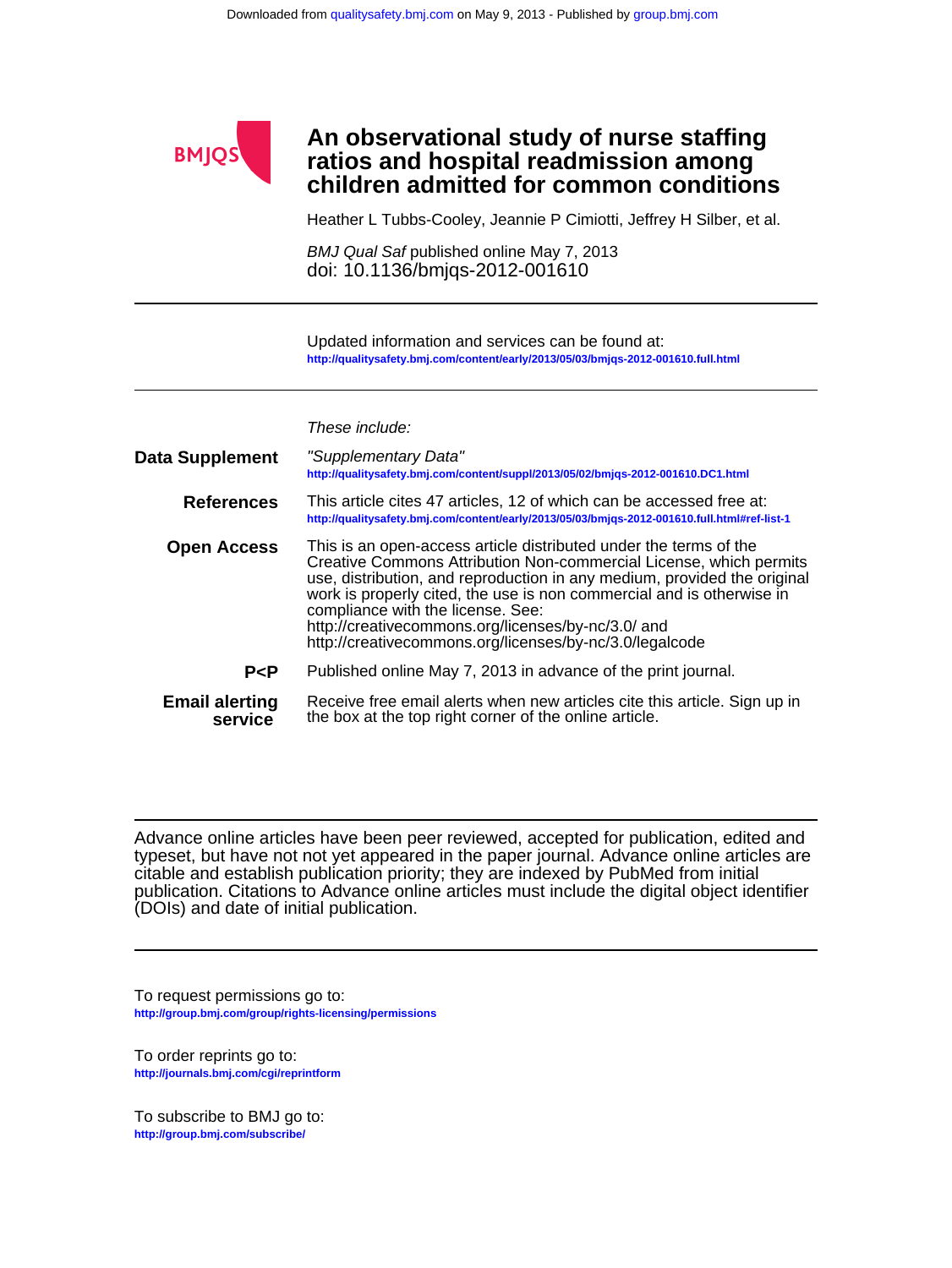# An observational study of nurse staffing ratios and hospital readmission among children admitted for common conditions

Heather L Tubbs-Cooley, Jeannie P Cimiotti, Jeffrey H Silber, et al.

*BMJ Qual Saf* published online May 7, 2013
doi: 10.1136/bmjqs-2012-001610

---

Updated information and services can be found at:
**http://qualitysafety.bmj.com/content/early/2013/05/03/bmjqs-2012-001610.full.html**

---

*These include:*

**Data Supplement**
*"Supplementary Data"*
**http://qualitysafety.bmj.com/content/suppl/2013/05/02/bmjqs-2012-001610.DC1.html**

**References**
This article cites 47 articles, 12 of which can be accessed free at:
**http://qualitysafety.bmj.com/content/early/2013/05/03/bmjqs-2012-001610.full.html#ref-list-1**

**Open Access**
This is an open-access article distributed under the terms of the Creative Commons Attribution Non-commercial License, which permits use, distribution, and reproduction in any medium, provided the original work is properly cited, the use is non commercial and is otherwise in compliance with the license. See:
http://creativecommons.org/licenses/by-nc/3.0/ and
http://creativecommons.org/licenses/by-nc/3.0/legalcode

**P<P**
Published online May 7, 2013 in advance of the print journal.

**Email alerting service**
Receive free email alerts when new articles cite this article. Sign up in the box at the top right corner of the online article.

---

Advance online articles have been peer reviewed, accepted for publication, edited and typeset, but have not not yet appeared in the paper journal. Advance online articles are citable and establish publication priority; they are indexed by PubMed from initial publication. Citations to Advance online articles must include the digital object identifier (DOIs) and date of initial publication.

---

To request permissions go to:
**http://group.bmj.com/group/rights-licensing/permissions**

To order reprints go to:
**http://journals.bmj.com/cgi/reprintform**

To subscribe to BMJ go to:
**http://group.bmj.com/subscribe/**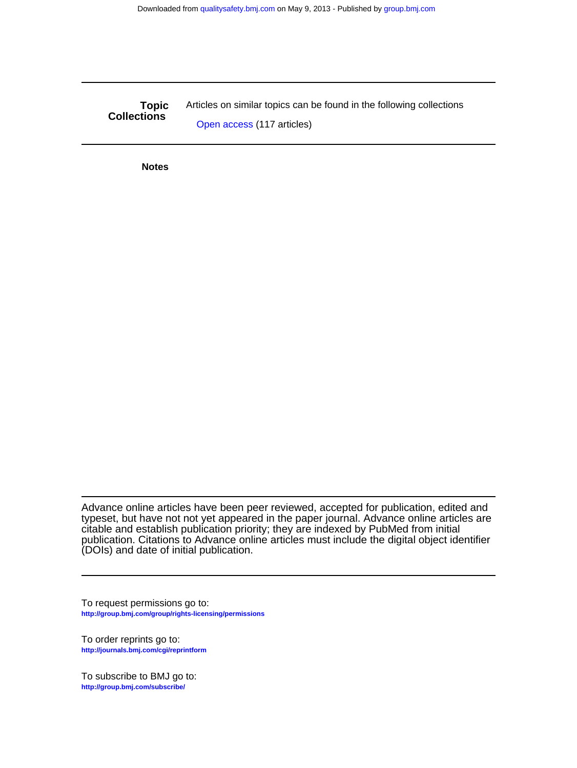**Topic Collections**

Articles on similar topics can be found in the following collections

Open access (117 articles)

**Notes**

Advance online articles have been peer reviewed, accepted for publication, edited and typeset, but have not not yet appeared in the paper journal. Advance online articles are citable and establish publication priority; they are indexed by PubMed from initial publication. Citations to Advance online articles must include the digital object identifier (DOIs) and date of initial publication.

To request permissions go to:
**http://group.bmj.com/group/rights-licensing/permissions**

To order reprints go to:
**http://journals.bmj.com/cgi/reprintform**

To subscribe to BMJ go to:
**http://group.bmj.com/subscribe/**